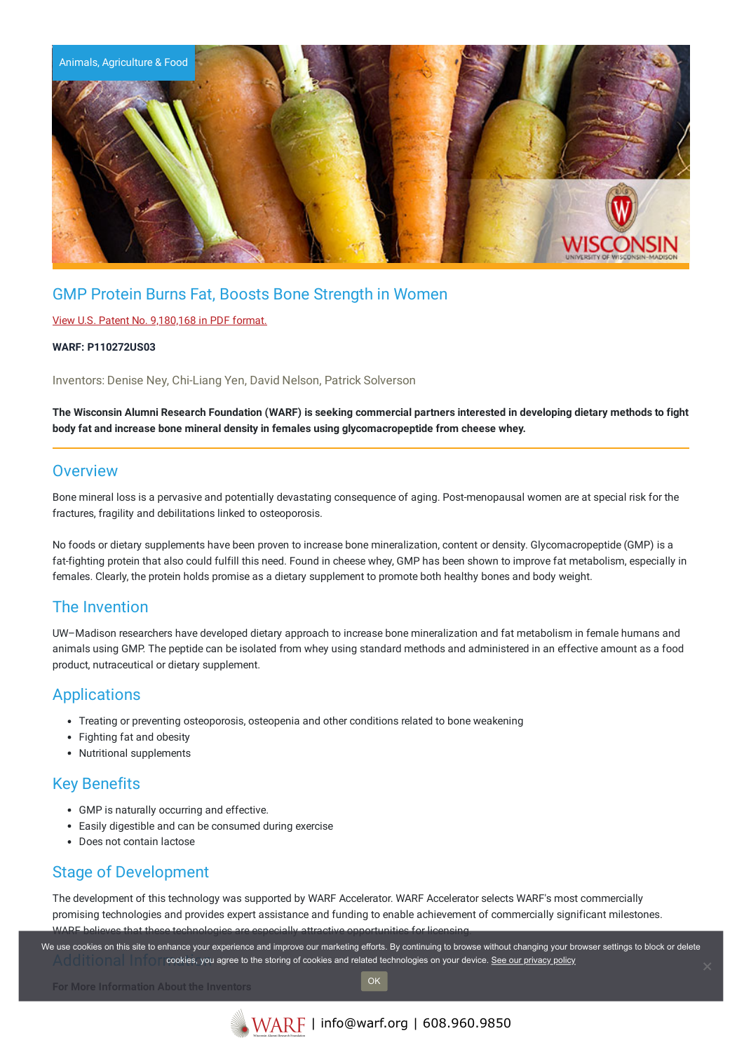Animals, Agriculture & Food

# GMP Protein Burns Fat, Boosts Bone Strength in Women

View U.S. Patent No. 9,180,168 in PDF format.

**WARF: P110272US03**

Inventors: Denise Ney, Chi-Liang Yen, David Nelson, Patrick Solverson

**The Wisconsin Alumni Research Foundation (WARF) is seeking commercial partners interested in developing dietary methods to fight body fat and increase bone mineral density in females using glycomacropeptide from cheese whey.**

## Overview

Bone mineral loss is a pervasive and potentially devastating consequence of aging. Post-menopausal women are at special risk for the fractures, fragility and debilitations linked to osteoporosis.

No foods or dietary supplements have been proven to increase bone mineralization, content or density. Glycomacropeptide (GMP) is a fat-fighting protein that also could fulfill this need. Found in cheese whey, GMP has been shown to improve fat metabolism, especially in females. Clearly, the protein holds promise as a dietary supplement to promote both healthy bones and body weight.

## The Invention

UW–Madison researchers have developed dietary approach to increase bone mineralization and fat metabolism in female humans and animals using GMP. The peptide can be isolated from whey using standard methods and administered in an effective amount as a food product, nutraceutical or dietary supplement.

## Applications

- Treating or preventing osteoporosis, osteopenia and other conditions related to bone weakening
- Fighting fat and obesity
- Nutritional supplements

## Key Benefits

- GMP is naturally occurring and effective.
- Easily digestible and can be consumed during exercise
- Does not contain lactose

## Stage of Development

The development of this technology was supported by WARF Accelerator. WARF Accelerator selects WARF's most commercially promising technologies and provides expert assistance and funding to enable achievement of commercially significant milestones. WARF believes that these technologies are especially attractive opportunities for licensing.

## Additional Information

**For More Information About the Inventors**

We use cookies on this site to enhance your experience and improve our marketing efforts. By continuing to browse without changing your browser settings to block or delete cookies, you agree to the storing of cookies and related technologies on your device. See our privacy policy

OK

WARF | info@warf.org | 608.960.9850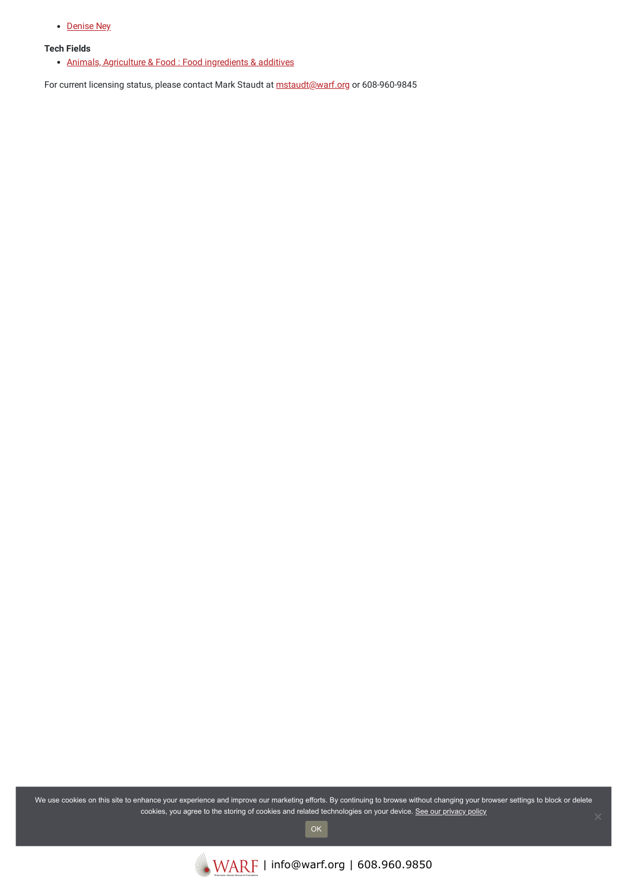- Denise Ney

**Tech Fields**

- Animals, Agriculture & Food : Food ingredients & additives

For current licensing status, please contact Mark Staudt at mstaudt@warf.org or 608-960-9845